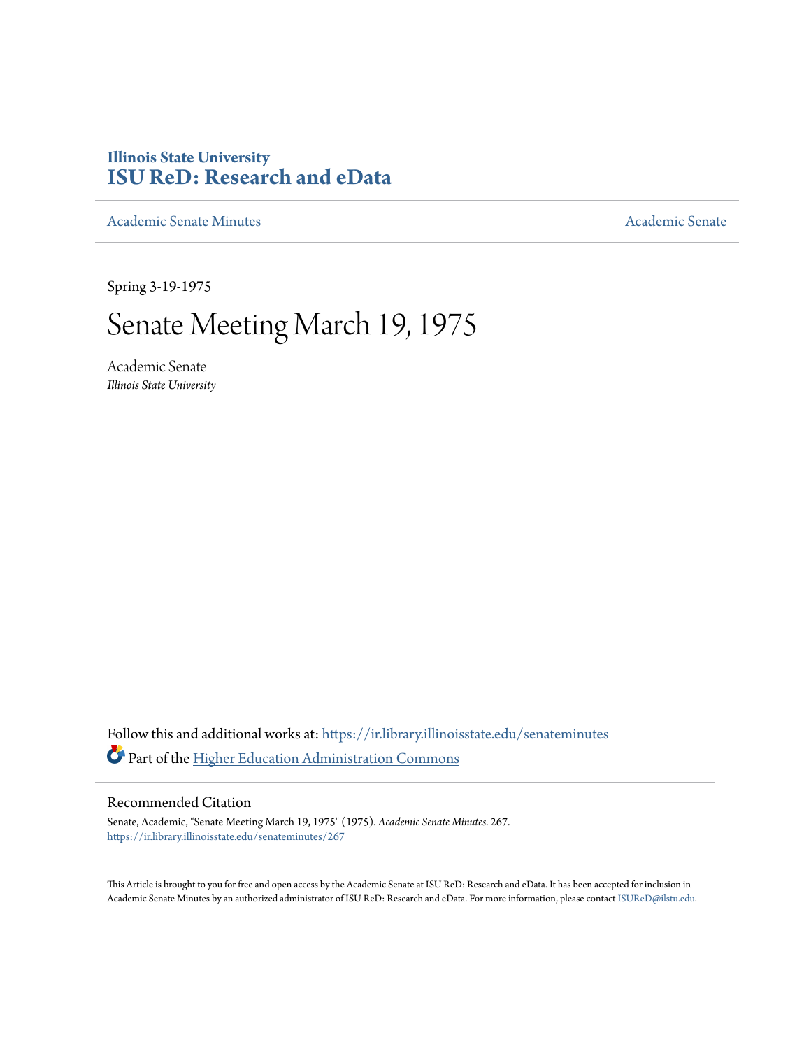# Illinois State University
# ISU ReD: Research and eData

Academic Senate Minutes

Academic Senate

Spring 3-19-1975

# Senate Meeting March 19, 1975

Academic Senate
*Illinois State University*

Follow this and additional works at: https://ir.library.illinoisstate.edu/senateminutes

Part of the Higher Education Administration Commons

## Recommended Citation

Senate, Academic, "Senate Meeting March 19, 1975" (1975). *Academic Senate Minutes*. 267.
https://ir.library.illinoisstate.edu/senateminutes/267

This Article is brought to you for free and open access by the Academic Senate at ISU ReD: Research and eData. It has been accepted for inclusion in Academic Senate Minutes by an authorized administrator of ISU ReD: Research and eData. For more information, please contact ISUReD@ilstu.edu.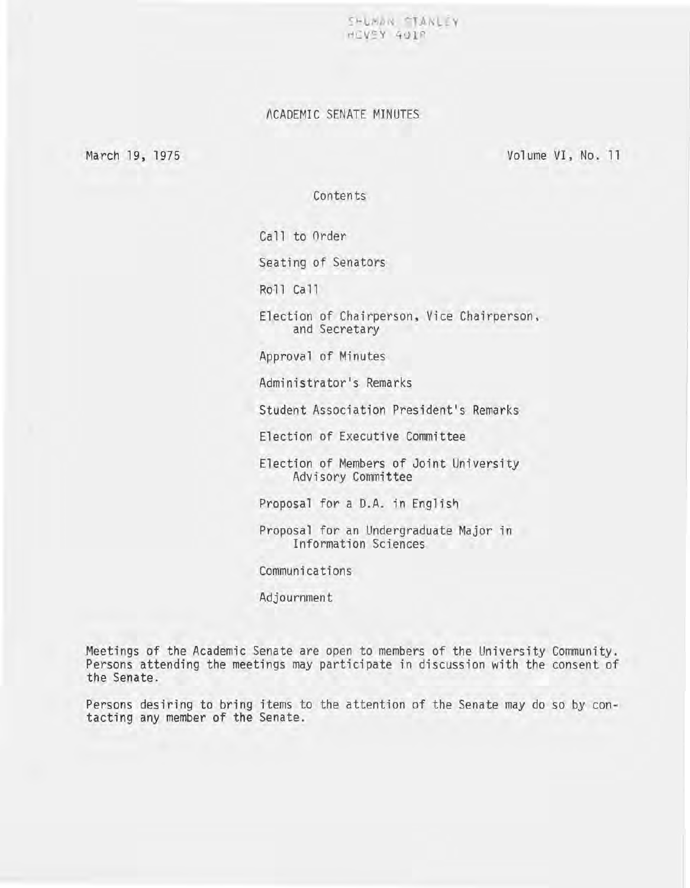SHUMAN STANLEY
HOVEY 401R

# ACADEMIC SENATE MINUTES

March 19, 1975

Volume VI, No. 11

Contents

- Call to Order
- Seating of Senators
- Roll Call
- Election of Chairperson, Vice Chairperson, and Secretary
- Approval of Minutes
- Administrator's Remarks
- Student Association President's Remarks
- Election of Executive Committee
- Election of Members of Joint University Advisory Committee
- Proposal for a D.A. in English
- Proposal for an Undergraduate Major in Information Sciences
- Communications
- Adjournment

Meetings of the Academic Senate are open to members of the University Community. Persons attending the meetings may participate in discussion with the consent of the Senate.

Persons desiring to bring items to the attention of the Senate may do so by contacting any member of the Senate.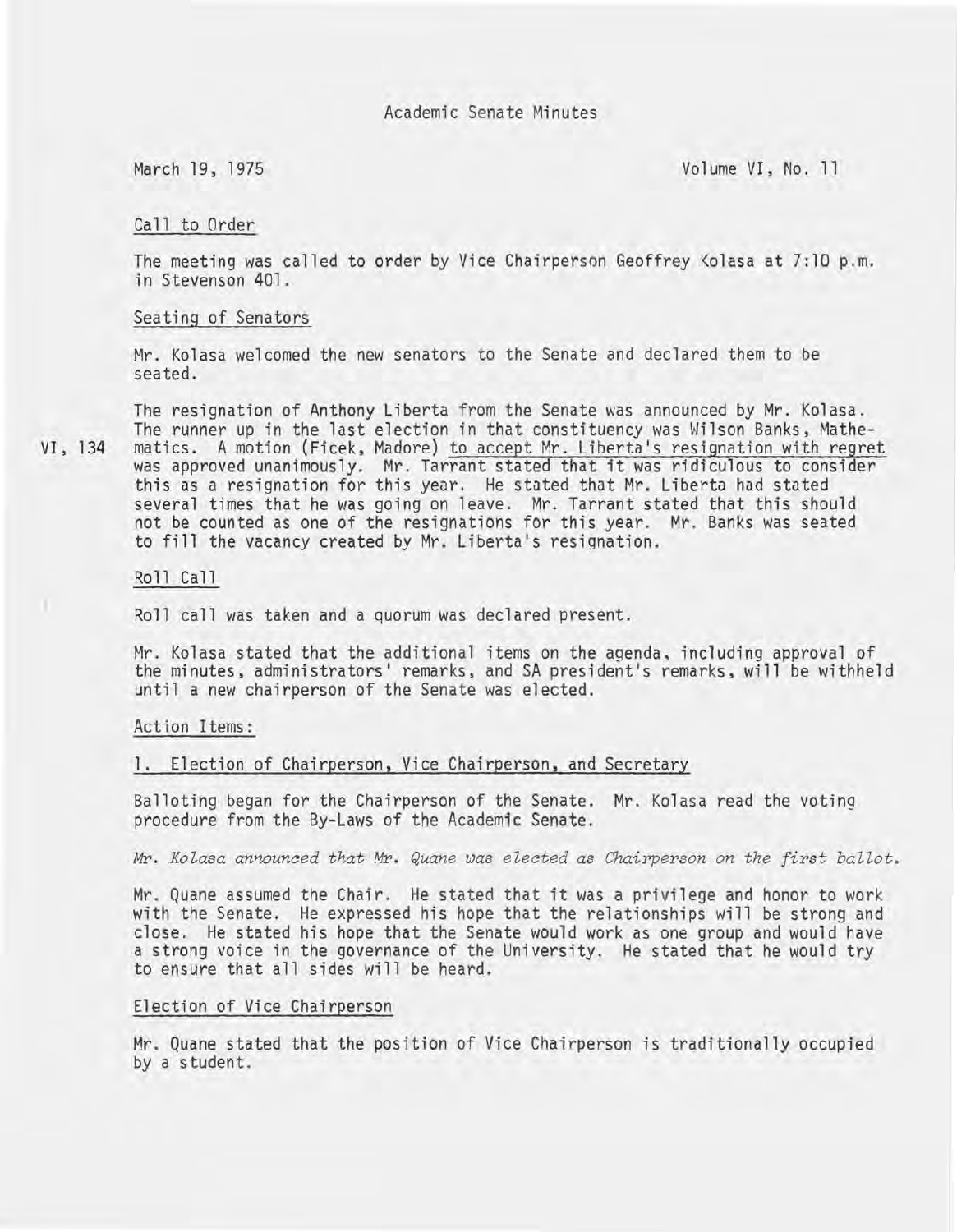Academic Senate Minutes

March 19, 1975

Volume VI, No. 11

## Call to Order

The meeting was called to order by Vice Chairperson Geoffrey Kolasa at 7:10 p.m. in Stevenson 401.

## Seating of Senators

Mr. Kolasa welcomed the new senators to the Senate and declared them to be seated.

VI, 134

The resignation of Anthony Liberta from the Senate was announced by Mr. Kolasa. The runner up in the last election in that constituency was Wilson Banks, Mathematics. A motion (Ficek, Madore) to accept Mr. Liberta's resignation with regret was approved unanimously. Mr. Tarrant stated that it was ridiculous to consider this as a resignation for this year. He stated that Mr. Liberta had stated several times that he was going on leave. Mr. Tarrant stated that this should not be counted as one of the resignations for this year. Mr. Banks was seated to fill the vacancy created by Mr. Liberta's resignation.

## Roll Call

Roll call was taken and a quorum was declared present.

Mr. Kolasa stated that the additional items on the agenda, including approval of the minutes, administrators' remarks, and SA president's remarks, will be withheld until a new chairperson of the Senate was elected.

## Action Items:

### 1. Election of Chairperson, Vice Chairperson, and Secretary

Balloting began for the Chairperson of the Senate. Mr. Kolasa read the voting procedure from the By-Laws of the Academic Senate.

*Mr. Kolasa announced that Mr. Quane was elected as Chairperson on the first ballot.*

Mr. Quane assumed the Chair. He stated that it was a privilege and honor to work with the Senate. He expressed his hope that the relationships will be strong and close. He stated his hope that the Senate would work as one group and would have a strong voice in the governance of the University. He stated that he would try to ensure that all sides will be heard.

### Election of Vice Chairperson

Mr. Quane stated that the position of Vice Chairperson is traditionally occupied by a student.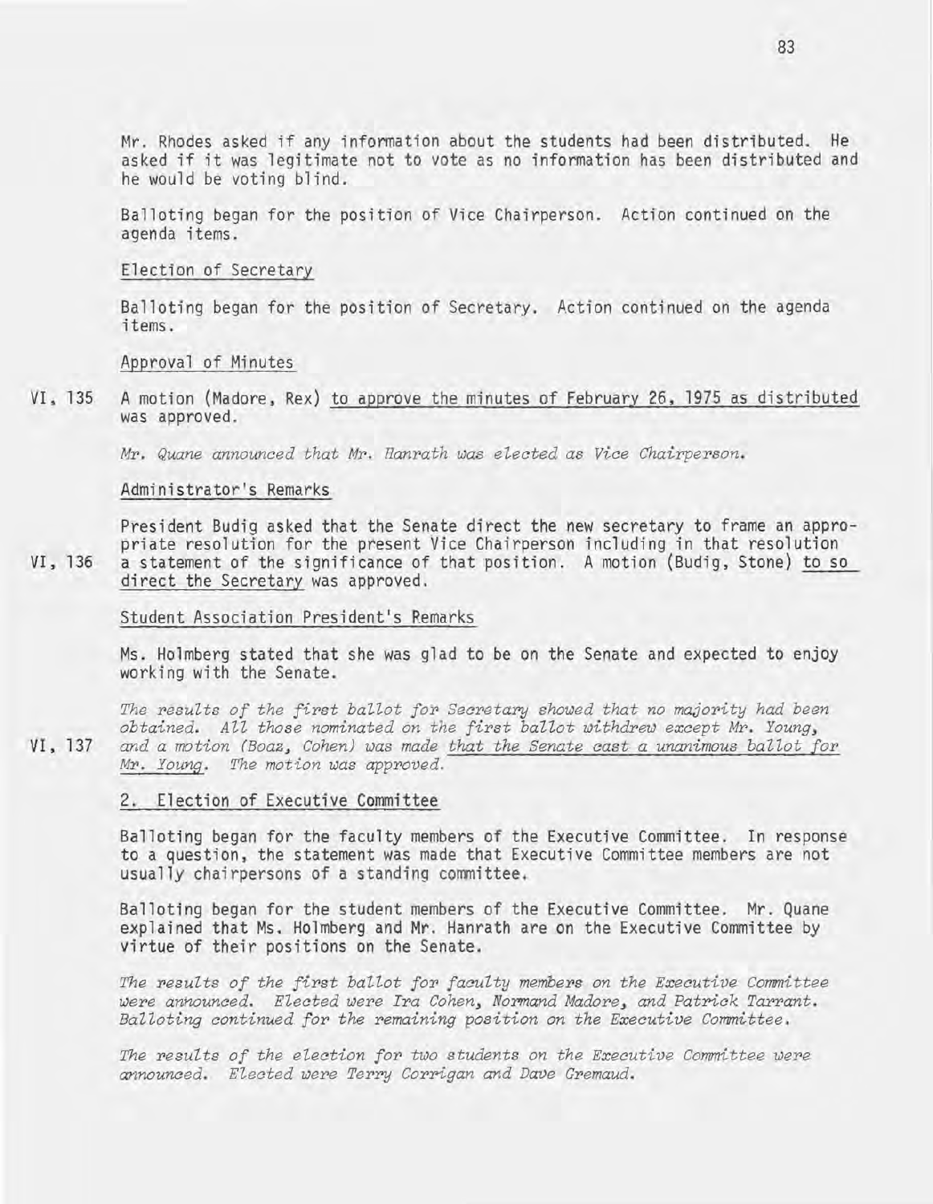Mr. Rhodes asked if any information about the students had been distributed. He asked if it was legitimate not to vote as no information has been distributed and he would be voting blind.

Balloting began for the position of Vice Chairperson. Action continued on the agenda items.

Election of Secretary

Balloting began for the position of Secretary. Action continued on the agenda items.

Approval of Minutes

VI, 135 A motion (Madore, Rex) to approve the minutes of February 26, 1975 as distributed was approved.

*Mr. Quane announced that Mr. Hanrath was elected as Vice Chairperson.*

Administrator's Remarks

VI, 136 President Budig asked that the Senate direct the new secretary to frame an appropriate resolution for the present Vice Chairperson including in that resolution a statement of the significance of that position. A motion (Budig, Stone) to so direct the Secretary was approved.

Student Association President's Remarks

Ms. Holmberg stated that she was glad to be on the Senate and expected to enjoy working with the Senate.

VI, 137 *The results of the first ballot for Secretary showed that no majority had been obtained. All those nominated on the first ballot withdrew except Mr. Young, and a motion (Boaz, Cohen) was made that the Senate cast a unanimous ballot for Mr. Young. The motion was approved.*

2. Election of Executive Committee

Balloting began for the faculty members of the Executive Committee. In response to a question, the statement was made that Executive Committee members are not usually chairpersons of a standing committee.

Balloting began for the student members of the Executive Committee. Mr. Quane explained that Ms. Holmberg and Mr. Hanrath are on the Executive Committee by virtue of their positions on the Senate.

*The results of the first ballot for faculty members on the Executive Committee were announced. Elected were Ira Cohen, Normand Madore, and Patrick Tarrant. Balloting continued for the remaining position on the Executive Committee.*

*The results of the election for two students on the Executive Committee were announced. Elected were Terry Corrigan and Dave Gremaud.*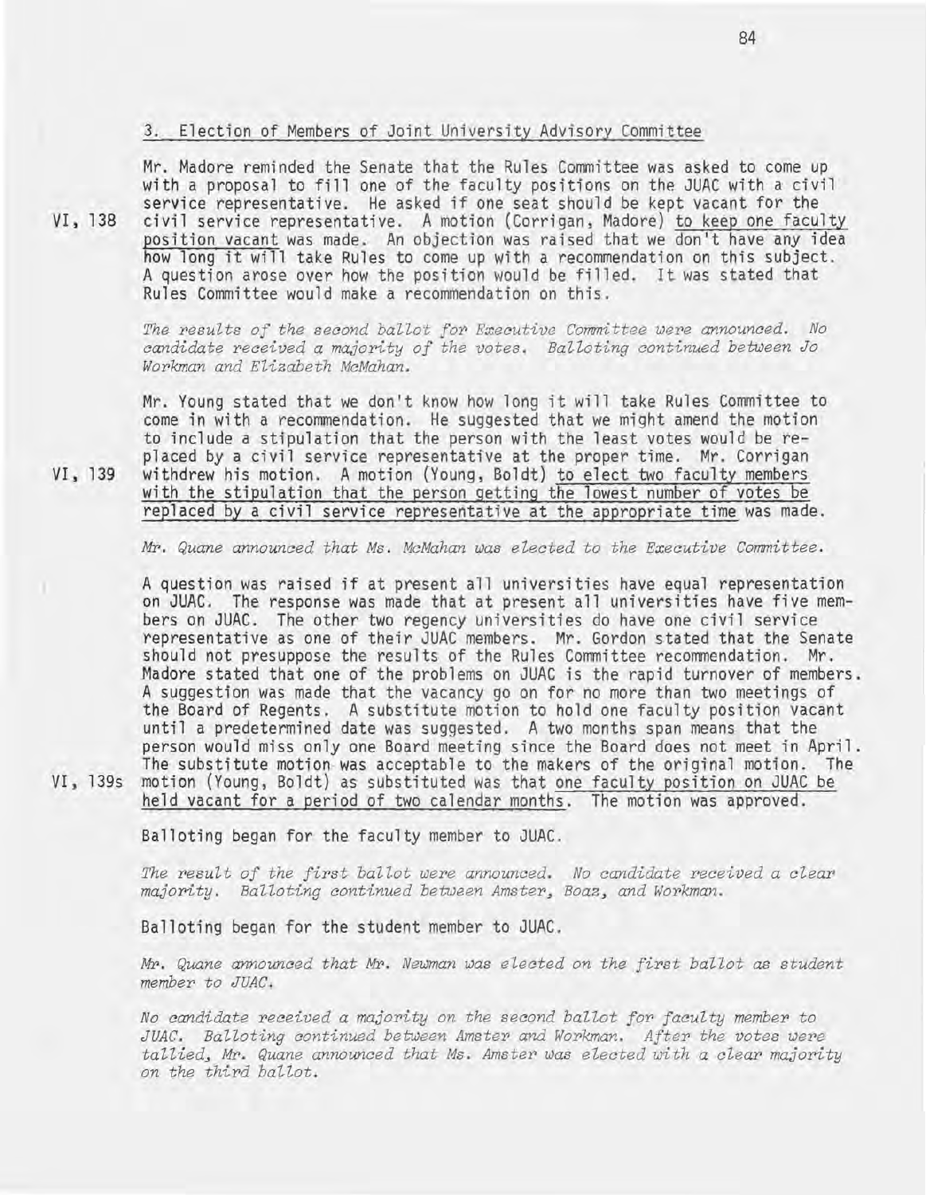### 3. Election of Members of Joint University Advisory Committee

Mr. Madore reminded the Senate that the Rules Committee was asked to come up with a proposal to fill one of the faculty positions on the JUAC with a civil service representative. He asked if one seat should be kept vacant for the civil service representative. A motion (Corrigan, Madore) to keep one faculty position vacant was made. An objection was raised that we don't have any idea how long it will take Rules to come up with a recommendation on this subject. A question arose over how the position would be filled. It was stated that Rules Committee would make a recommendation on this.

VI, 138

*The results of the second ballot for Executive Committee were announced. No candidate received a majority of the votes. Balloting continued between Jo Workman and Elizabeth McMahan.*

Mr. Young stated that we don't know how long it will take Rules Committee to come in with a recommendation. He suggested that we might amend the motion to include a stipulation that the person with the least votes would be replaced by a civil service representative at the proper time. Mr. Corrigan withdrew his motion. A motion (Young, Boldt) to elect two faculty members with the stipulation that the person getting the lowest number of votes be replaced by a civil service representative at the appropriate time was made.

VI, 139

*Mr. Quane announced that Ms. McMahan was elected to the Executive Committee.*

A question was raised if at present all universities have equal representation on JUAC. The response was made that at present all universities have five members on JUAC. The other two regency universities do have one civil service representative as one of their JUAC members. Mr. Gordon stated that the Senate should not presuppose the results of the Rules Committee recommendation. Mr. Madore stated that one of the problems on JUAC is the rapid turnover of members. A suggestion was made that the vacancy go on for no more than two meetings of the Board of Regents. A substitute motion to hold one faculty position vacant until a predetermined date was suggested. A two months span means that the person would miss only one Board meeting since the Board does not meet in April. The substitute motion was acceptable to the makers of the original motion. The motion (Young, Boldt) as substituted was that one faculty position on JUAC be held vacant for a period of two calendar months. The motion was approved.

VI, 139s

Balloting began for the faculty member to JUAC.

*The result of the first ballot were announced. No candidate received a clear majority. Balloting continued between Amster, Boaz, and Workman.*

Balloting began for the student member to JUAC.

*Mr. Quane announced that Mr. Newman was elected on the first ballot as student member to JUAC.*

*No candidate received a majority on the second ballot for faculty member to JUAC. Balloting continued between Amster and Workman. After the votes were tallied, Mr. Quane announced that Ms. Amster was elected with a clear majority on the third ballot.*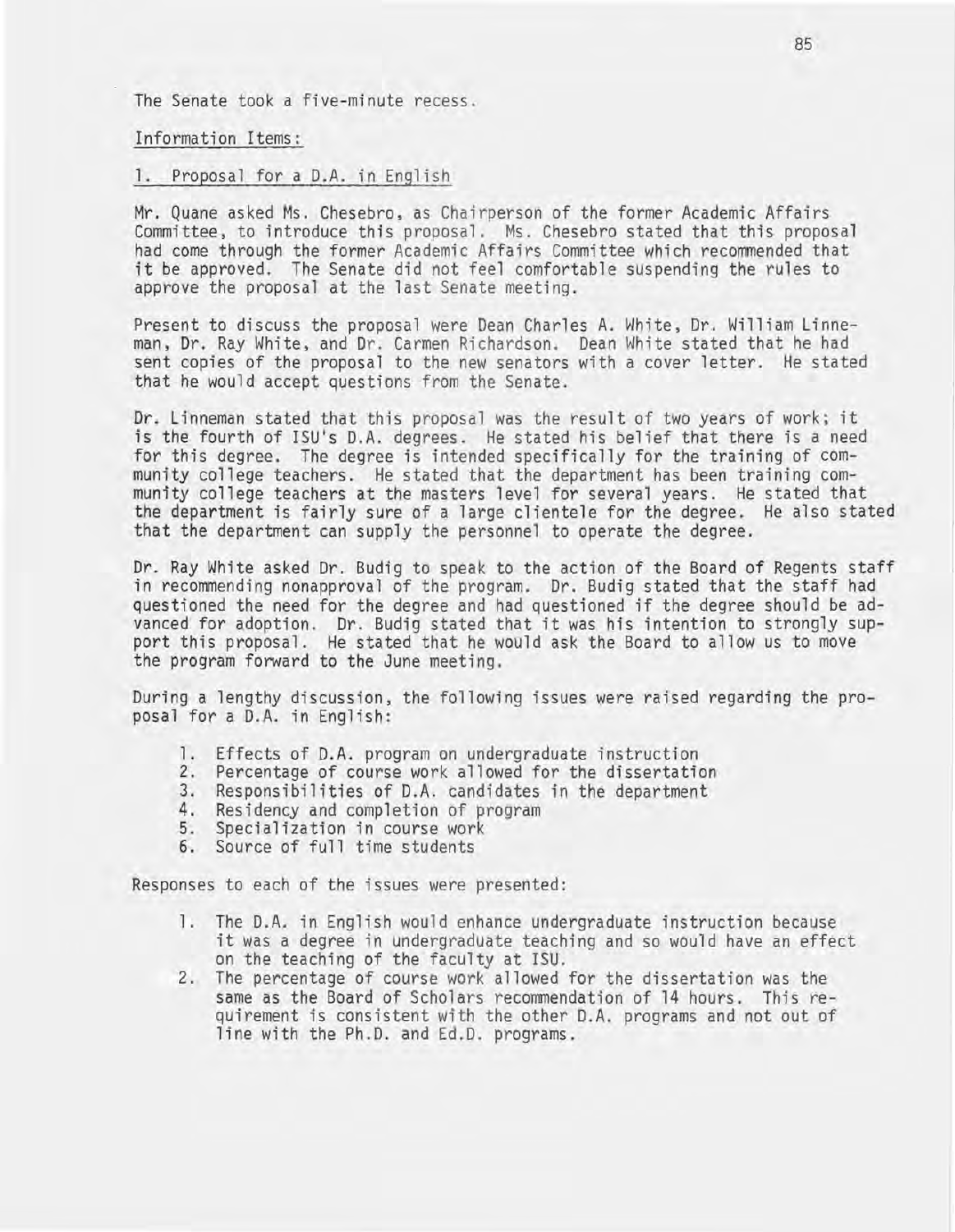The Senate took a five-minute recess.

Information Items:

1. Proposal for a D.A. in English

Mr. Quane asked Ms. Chesebro, as Chairperson of the former Academic Affairs Committee, to introduce this proposal. Ms. Chesebro stated that this proposal had come through the former Academic Affairs Committee which recommended that it be approved. The Senate did not feel comfortable suspending the rules to approve the proposal at the last Senate meeting.

Present to discuss the proposal were Dean Charles A. White, Dr. William Linneman, Dr. Ray White, and Dr. Carmen Richardson. Dean White stated that he had sent copies of the proposal to the new senators with a cover letter. He stated that he would accept questions from the Senate.

Dr. Linneman stated that this proposal was the result of two years of work; it is the fourth of ISU's D.A. degrees. He stated his belief that there is a need for this degree. The degree is intended specifically for the training of community college teachers. He stated that the department has been training community college teachers at the masters level for several years. He stated that the department is fairly sure of a large clientele for the degree. He also stated that the department can supply the personnel to operate the degree.

Dr. Ray White asked Dr. Budig to speak to the action of the Board of Regents staff in recommending nonapproval of the program. Dr. Budig stated that the staff had questioned the need for the degree and had questioned if the degree should be advanced for adoption. Dr. Budig stated that it was his intention to strongly support this proposal. He stated that he would ask the Board to allow us to move the program forward to the June meeting.

During a lengthy discussion, the following issues were raised regarding the proposal for a D.A. in English:

1. Effects of D.A. program on undergraduate instruction
2. Percentage of course work allowed for the dissertation
3. Responsibilities of D.A. candidates in the department
4. Residency and completion of program
5. Specialization in course work
6. Source of full time students

Responses to each of the issues were presented:

1. The D.A. in English would enhance undergraduate instruction because it was a degree in undergraduate teaching and so would have an effect on the teaching of the faculty at ISU.
2. The percentage of course work allowed for the dissertation was the same as the Board of Scholars recommendation of 14 hours. This requirement is consistent with the other D.A. programs and not out of line with the Ph.D. and Ed.D. programs.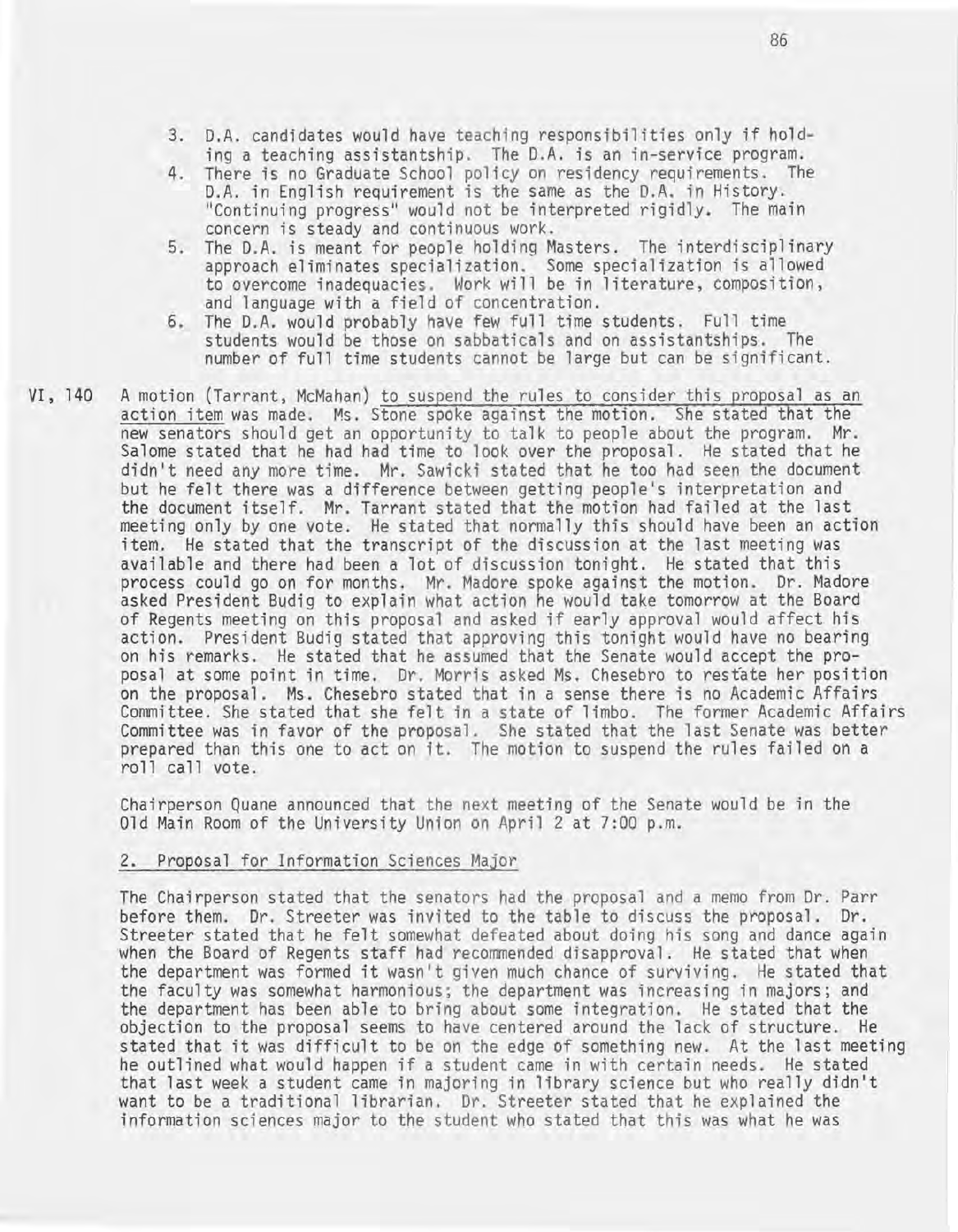3. D.A. candidates would have teaching responsibilities only if holding a teaching assistantship. The D.A. is an in-service program.
4. There is no Graduate School policy on residency requirements. The D.A. in English requirement is the same as the D.A. in History. "Continuing progress" would not be interpreted rigidly. The main concern is steady and continuous work.
5. The D.A. is meant for people holding Masters. The interdisciplinary approach eliminates specialization. Some specialization is allowed to overcome inadequacies. Work will be in literature, composition, and language with a field of concentration.
6. The D.A. would probably have few full time students. Full time students would be those on sabbaticals and on assistantships. The number of full time students cannot be large but can be significant.

VI, 140 A motion (Tarrant, McMahan) to suspend the rules to consider this proposal as an action item was made. Ms. Stone spoke against the motion. She stated that the new senators should get an opportunity to talk to people about the program. Mr. Salome stated that he had had time to look over the proposal. He stated that he didn't need any more time. Mr. Sawicki stated that he too had seen the document but he felt there was a difference between getting people's interpretation and the document itself. Mr. Tarrant stated that the motion had failed at the last meeting only by one vote. He stated that normally this should have been an action item. He stated that the transcript of the discussion at the last meeting was available and there had been a lot of discussion tonight. He stated that this process could go on for months. Mr. Madore spoke against the motion. Dr. Madore asked President Budig to explain what action he would take tomorrow at the Board of Regents meeting on this proposal and asked if early approval would affect his action. President Budig stated that approving this tonight would have no bearing on his remarks. He stated that he assumed that the Senate would accept the proposal at some point in time. Dr. Morris asked Ms. Chesebro to restate her position on the proposal. Ms. Chesebro stated that in a sense there is no Academic Affairs Committee. She stated that she felt in a state of limbo. The former Academic Affairs Committee was in favor of the proposal. She stated that the last Senate was better prepared than this one to act on it. The motion to suspend the rules failed on a roll call vote.

Chairperson Quane announced that the next meeting of the Senate would be in the Old Main Room of the University Union on April 2 at 7:00 p.m.

2. Proposal for Information Sciences Major

The Chairperson stated that the senators had the proposal and a memo from Dr. Parr before them. Dr. Streeter was invited to the table to discuss the proposal. Dr. Streeter stated that he felt somewhat defeated about doing his song and dance again when the Board of Regents staff had recommended disapproval. He stated that when the department was formed it wasn't given much chance of surviving. He stated that the faculty was somewhat harmonious; the department was increasing in majors; and the department has been able to bring about some integration. He stated that the objection to the proposal seems to have centered around the lack of structure. He stated that it was difficult to be on the edge of something new. At the last meeting he outlined what would happen if a student came in with certain needs. He stated that last week a student came in majoring in library science but who really didn't want to be a traditional librarian. Dr. Streeter stated that he explained the information sciences major to the student who stated that this was what he was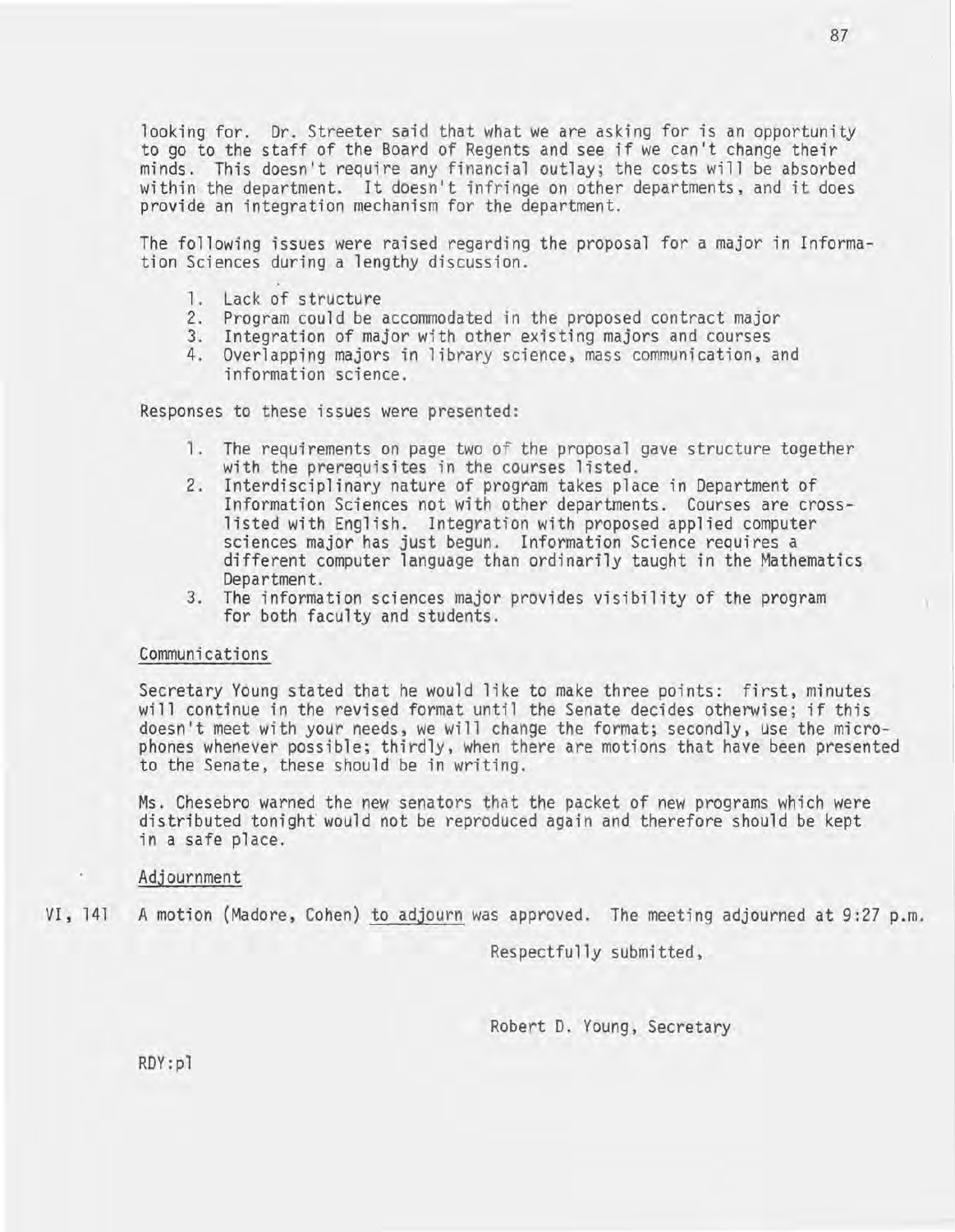looking for. Dr. Streeter said that what we are asking for is an opportunity to go to the staff of the Board of Regents and see if we can't change their minds. This doesn't require any financial outlay; the costs will be absorbed within the department. It doesn't infringe on other departments, and it does provide an integration mechanism for the department.

The following issues were raised regarding the proposal for a major in Information Sciences during a lengthy discussion.

1. Lack of structure
2. Program could be accommodated in the proposed contract major
3. Integration of major with other existing majors and courses
4. Overlapping majors in library science, mass communication, and information science.

Responses to these issues were presented:

1. The requirements on page two of the proposal gave structure together with the prerequisites in the courses listed.
2. Interdisciplinary nature of program takes place in Department of Information Sciences not with other departments. Courses are cross-listed with English. Integration with proposed applied computer sciences major has just begun. Information Science requires a different computer language than ordinarily taught in the Mathematics Department.
3. The information sciences major provides visibility of the program for both faculty and students.

Communications

Secretary Young stated that he would like to make three points: first, minutes will continue in the revised format until the Senate decides otherwise; if this doesn't meet with your needs, we will change the format; secondly, use the microphones whenever possible; thirdly, when there are motions that have been presented to the Senate, these should be in writing.

Ms. Chesebro warned the new senators that the packet of new programs which were distributed tonight would not be reproduced again and therefore should be kept in a safe place.

Adjournment

VI, 141 A motion (Madore, Cohen) to adjourn was approved. The meeting adjourned at 9:27 p.m.

Respectfully submitted,

Robert D. Young, Secretary

RDY:pl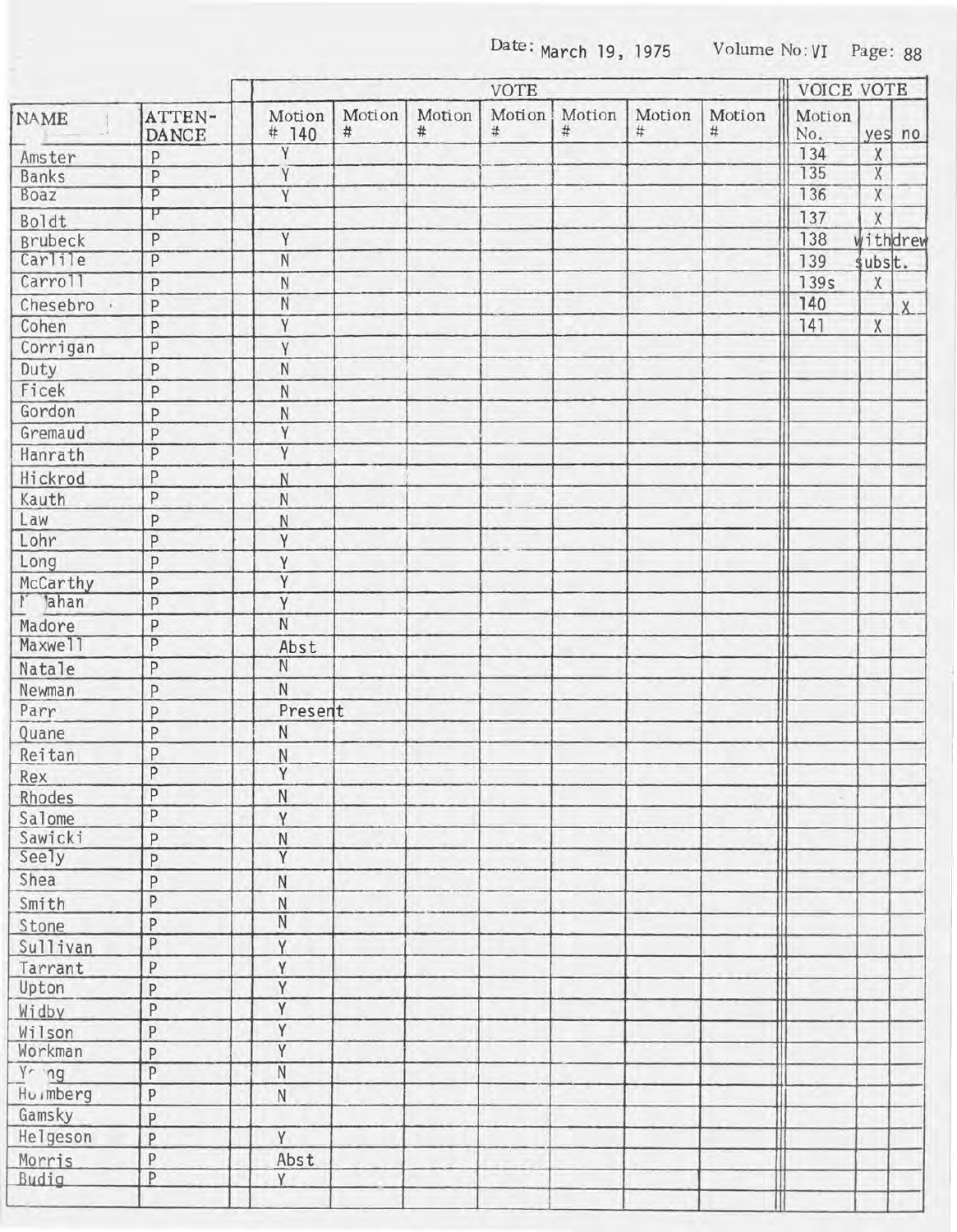Date: March 19, 1975 Volume No: VI Page: 88

| NAME | ATTEN-DANCE | Motion # 140 | Motion # | Motion # | Motion # | Motion # | Motion # | Motion # |
|---|---|---|---|---|---|---|---|---|
| Amster | P | Y | | | | | | |
| Banks | P | Y | | | | | | |
| Boaz | P | Y | | | | | | |
| Boldt | P | | | | | | | |
| Brubeck | P | Y | | | | | | |
| Carlile | P | N | | | | | | |
| Carroll | P | N | | | | | | |
| Chesebro | P | N | | | | | | |
| Cohen | P | Y | | | | | | |
| Corrigan | P | Y | | | | | | |
| Duty | P | N | | | | | | |
| Ficek | P | N | | | | | | |
| Gordon | P | N | | | | | | |
| Gremaud | P | Y | | | | | | |
| Hanrath | P | Y | | | | | | |
| Hickrod | P | N | | | | | | |
| Kauth | P | N | | | | | | |
| Law | P | N | | | | | | |
| Lohr | P | Y | | | | | | |
| Long | P | Y | | | | | | |
| McCarthy | P | Y | | | | | | |
| McMahan | P | Y | | | | | | |
| Madore | P | N | | | | | | |
| Maxwell | P | Abst | | | | | | |
| Natale | P | N | | | | | | |
| Newman | P | N | | | | | | |
| Parr | P | Present | | | | | | |
| Quane | P | N | | | | | | |
| Reitan | P | N | | | | | | |
| Rex | P | Y | | | | | | |
| Rhodes | P | N | | | | | | |
| Salome | P | Y | | | | | | |
| Sawicki | P | N | | | | | | |
| Seely | P | Y | | | | | | |
| Shea | P | N | | | | | | |
| Smith | P | N | | | | | | |
| Stone | P | N | | | | | | |
| Sullivan | P | Y | | | | | | |
| Tarrant | P | Y | | | | | | |
| Upton | P | Y | | | | | | |
| Widby | P | Y | | | | | | |
| Wilson | P | Y | | | | | | |
| Workman | P | Y | | | | | | |
| Young | P | N | | | | | | |
| Holmberg | P | N | | | | | | |
| Gamsky | P | | | | | | | |
| Helgeson | P | Y | | | | | | |
| Morris | P | Abst | | | | | | |
| Budig | P | Y | | | | | | |

VOICE VOTE

| Motion No. | yes | no |
|---|---|---|
| 134 | X | |
| 135 | X | |
| 136 | X | |
| 137 | X | |
| 138 | withdrew | |
| 139 | subst. | |
| 139s | X | |
| 140 | | X |
| 141 | X | |